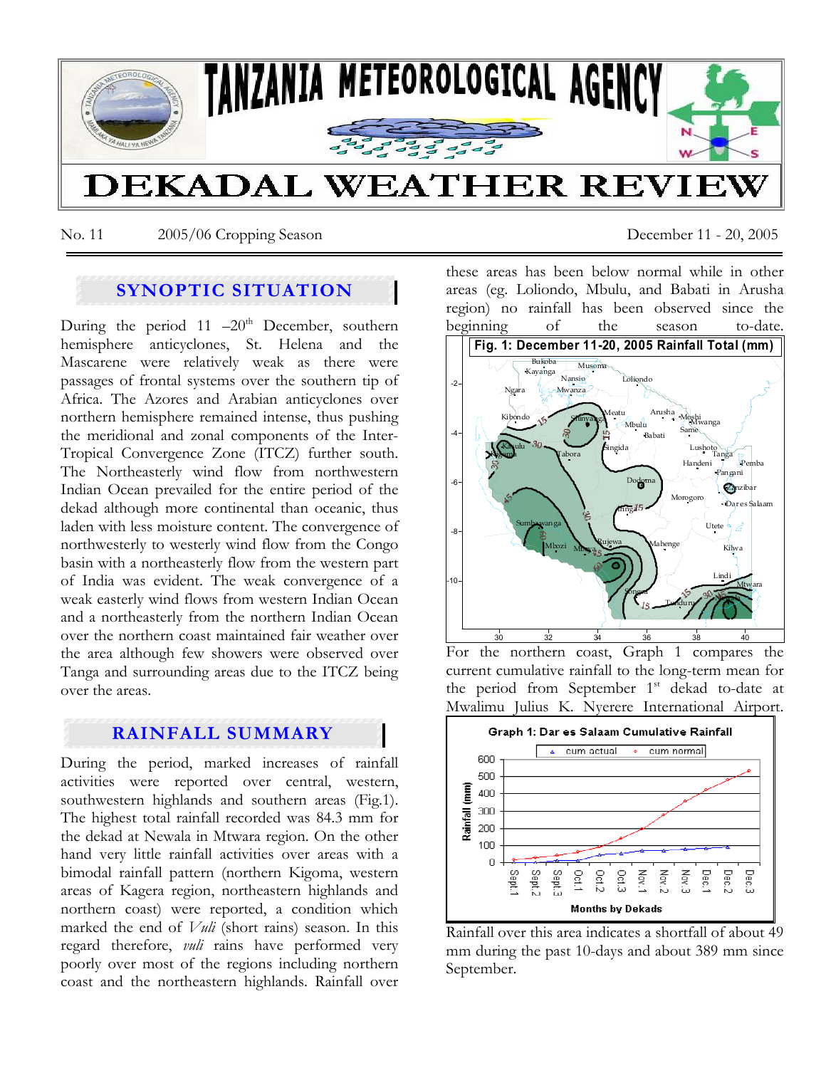# TANZANIA METEOROLOGICAL AGENCY

# DEKADAL WEATHER REVIEW

No. 11 2005/06 Cropping Season December 11 - 20, 2005

## SYNOPTIC SITUATION

During the period 11 –20th December, southern hemisphere anticyclones, St. Helena and the Mascarene were relatively weak as there were passages of frontal systems over the southern tip of Africa. The Azores and Arabian anticyclones over northern hemisphere remained intense, thus pushing the meridional and zonal components of the Inter-Tropical Convergence Zone (ITCZ) further south. The Northeasterly wind flow from northwestern Indian Ocean prevailed for the entire period of the dekad although more continental than oceanic, thus laden with less moisture content. The convergence of northwesterly to westerly wind flow from the Congo basin with a northeasterly flow from the western part of India was evident. The weak convergence of a weak easterly wind flows from western Indian Ocean and a northeasterly from the northern Indian Ocean over the northern coast maintained fair weather over the area although few showers were observed over Tanga and surrounding areas due to the ITCZ being over the areas.

## RAINFALL SUMMARY

During the period, marked increases of rainfall activities were reported over central, western, southwestern highlands and southern areas (Fig.1). The highest total rainfall recorded was 84.3 mm for the dekad at Newala in Mtwara region. On the other hand very little rainfall activities over areas with a bimodal rainfall pattern (northern Kigoma, western areas of Kagera region, northeastern highlands and northern coast) were reported, a condition which marked the end of *Vuli* (short rains) season. In this regard therefore, *vuli* rains have performed very poorly over most of the regions including northern coast and the northeastern highlands. Rainfall over these areas has been below normal while in other areas (eg. Loliondo, Mbulu, and Babati in Arusha region) no rainfall has been observed since the beginning of the season to-date.

**Fig. 1: December 11-20, 2005 Rainfall Total (mm)**

For the northern coast, Graph 1 compares the current cumulative rainfall to the long-term mean for the period from September 1st dekad to-date at Mwalimu Julius K. Nyerere International Airport.

**Graph 1: Dar es Salaam Cumulative Rainfall**

Rainfall over this area indicates a shortfall of about 49 mm during the past 10-days and about 389 mm since September.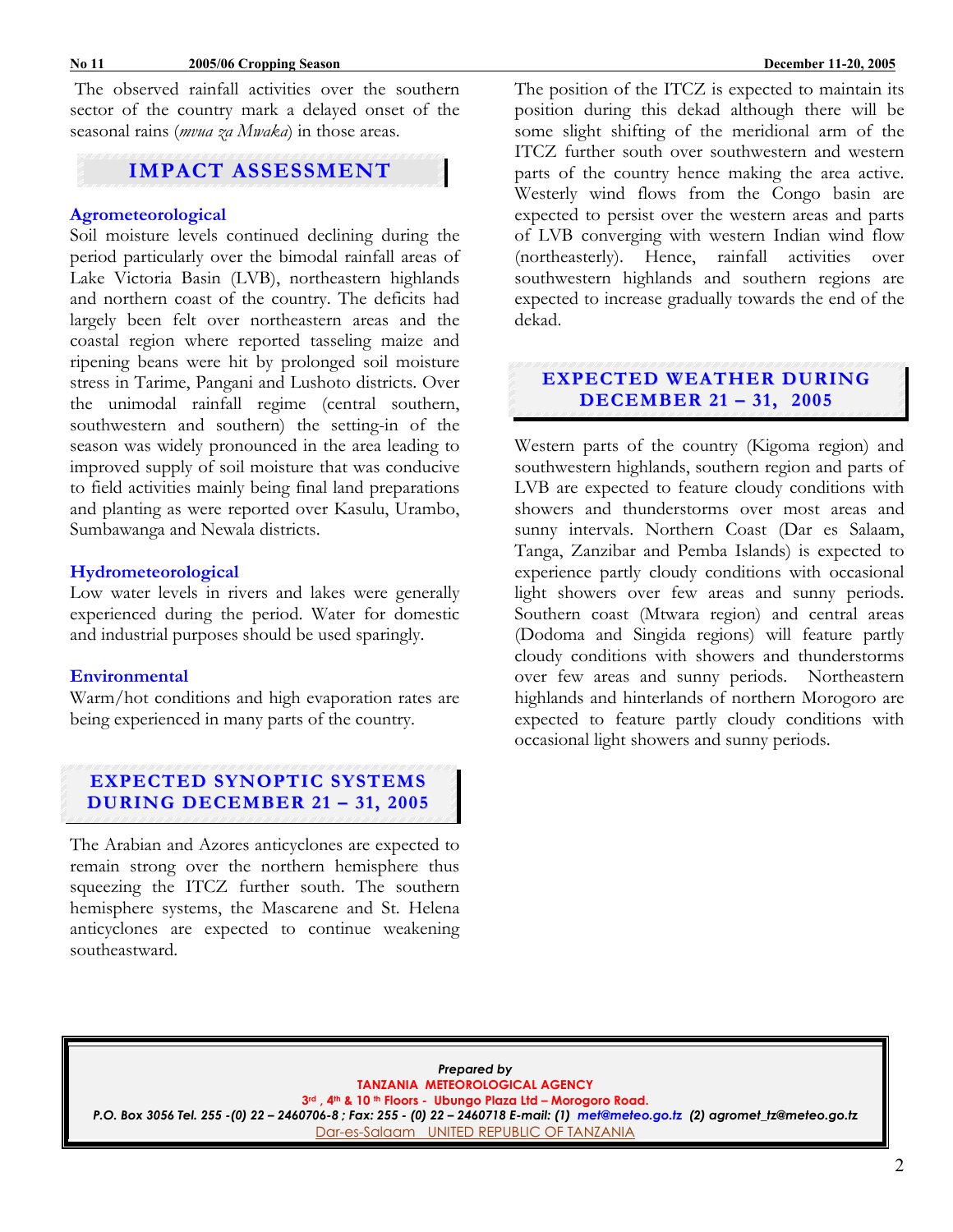The observed rainfall activities over the southern sector of the country mark a delayed onset of the seasonal rains (*mvua za Mwaka*) in those areas.

## IMPACT ASSESSMENT

### Agrometeorological

Soil moisture levels continued declining during the period particularly over the bimodal rainfall areas of Lake Victoria Basin (LVB), northeastern highlands and northern coast of the country. The deficits had largely been felt over northeastern areas and the coastal region where reported tasseling maize and ripening beans were hit by prolonged soil moisture stress in Tarime, Pangani and Lushoto districts. Over the unimodal rainfall regime (central southern, southwestern and southern) the setting-in of the season was widely pronounced in the area leading to improved supply of soil moisture that was conducive to field activities mainly being final land preparations and planting as were reported over Kasulu, Urambo, Sumbawanga and Newala districts.

### Hydrometeorological

Low water levels in rivers and lakes were generally experienced during the period. Water for domestic and industrial purposes should be used sparingly.

### Environmental

Warm/hot conditions and high evaporation rates are being experienced in many parts of the country.

## EXPECTED SYNOPTIC SYSTEMS DURING DECEMBER 21 – 31, 2005

The Arabian and Azores anticyclones are expected to remain strong over the northern hemisphere thus squeezing the ITCZ further south. The southern hemisphere systems, the Mascarene and St. Helena anticyclones are expected to continue weakening southeastward.

The position of the ITCZ is expected to maintain its position during this dekad although there will be some slight shifting of the meridional arm of the ITCZ further south over southwestern and western parts of the country hence making the area active. Westerly wind flows from the Congo basin are expected to persist over the western areas and parts of LVB converging with western Indian wind flow (northeasterly). Hence, rainfall activities over southwestern highlands and southern regions are expected to increase gradually towards the end of the dekad.

## EXPECTED WEATHER DURING DECEMBER 21 – 31, 2005

Western parts of the country (Kigoma region) and southwestern highlands, southern region and parts of LVB are expected to feature cloudy conditions with showers and thunderstorms over most areas and sunny intervals. Northern Coast (Dar es Salaam, Tanga, Zanzibar and Pemba Islands) is expected to experience partly cloudy conditions with occasional light showers over few areas and sunny periods. Southern coast (Mtwara region) and central areas (Dodoma and Singida regions) will feature partly cloudy conditions with showers and thunderstorms over few areas and sunny periods. Northeastern highlands and hinterlands of northern Morogoro are expected to feature partly cloudy conditions with occasional light showers and sunny periods.

*Prepared by*
**TANZANIA METEOROLOGICAL AGENCY**
**3rd , 4th & 10th Floors - Ubungo Plaza Ltd – Morogoro Road.**
*P.O. Box 3056 Tel. 255 -(0) 22 – 2460706-8 ; Fax: 255 - (0) 22 – 2460718 E-mail: (1) met@meteo.go.tz (2) agromet_tz@meteo.go.tz*
Dar-es-Salaam UNITED REPUBLIC OF TANZANIA